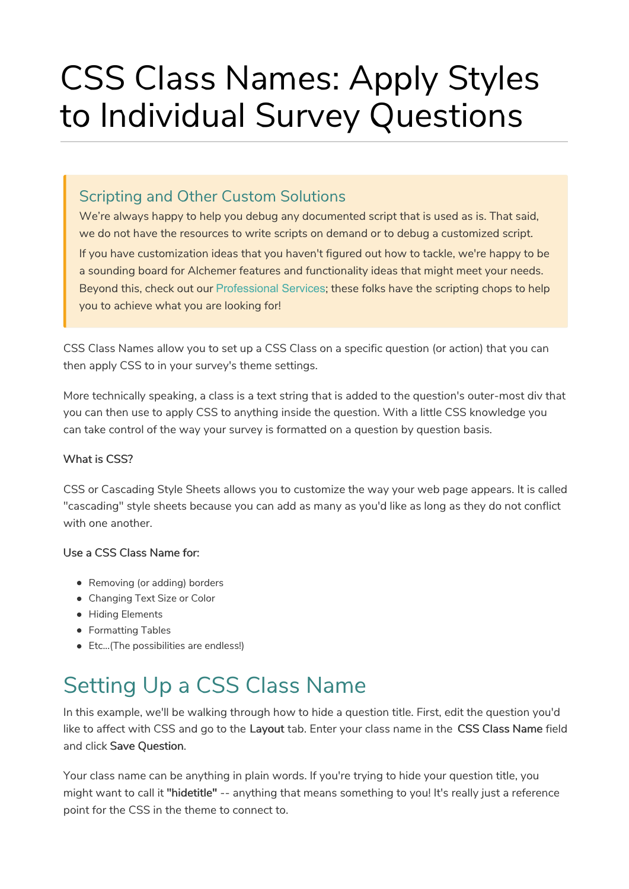# CSS Class Names: Apply Styles to Individual Survey Questions

> ### Scripting and Other Custom Solutions
>
> We're always happy to help you debug any documented script that is used as is. That said, we do not have the resources to write scripts on demand or to debug a customized script.
>
> If you have customization ideas that you haven't figured out how to tackle, we're happy to be a sounding board for Alchemer features and functionality ideas that might meet your needs. Beyond this, check out our Professional Services; these folks have the scripting chops to help you to achieve what you are looking for!

CSS Class Names allow you to set up a CSS Class on a specific question (or action) that you can then apply CSS to in your survey's theme settings.

More technically speaking, a class is a text string that is added to the question's outer-most div that you can then use to apply CSS to anything inside the question. With a little CSS knowledge you can take control of the way your survey is formatted on a question by question basis.

**What is CSS?**

CSS or Cascading Style Sheets allows you to customize the way your web page appears. It is called "cascading" style sheets because you can add as many as you'd like as long as they do not conflict with one another.

**Use a CSS Class Name for:**

- Removing (or adding) borders
- Changing Text Size or Color
- Hiding Elements
- Formatting Tables
- Etc...(The possibilities are endless!)

## Setting Up a CSS Class Name

In this example, we'll be walking through how to hide a question title. First, edit the question you'd like to affect with CSS and go to the **Layout** tab. Enter your class name in the **CSS Class Name** field and click **Save Question**.

Your class name can be anything in plain words. If you're trying to hide your question title, you might want to call it **"hidetitle"** -- anything that means something to you! It's really just a reference point for the CSS in the theme to connect to.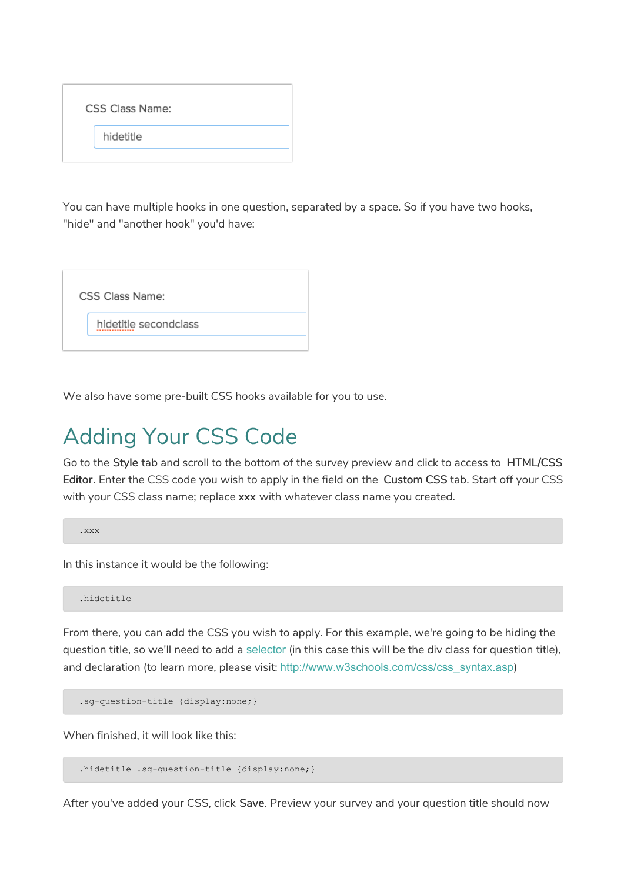CSS Class Name:

hidetitle

You can have multiple hooks in one question, separated by a space. So if you have two hooks, "hide" and "another hook" you'd have:

CSS Class Name:

hidetitle secondclass

We also have some pre-built CSS hooks available for you to use.

# Adding Your CSS Code

Go to the **Style** tab and scroll to the bottom of the survey preview and click to access to **HTML/CSS Editor**. Enter the CSS code you wish to apply in the field on the **Custom CSS** tab. Start off your CSS with your CSS class name; replace **xxx** with whatever class name you created.

```
.xxx
```

In this instance it would be the following:

```
.hidetitle
```

From there, you can add the CSS you wish to apply. For this example, we're going to be hiding the question title, so we'll need to add a selector (in this case this will be the div class for question title), and declaration (to learn more, please visit: http://www.w3schools.com/css/css_syntax.asp)

```
.sg-question-title {display:none;}
```

When finished, it will look like this:

```
.hidetitle .sg-question-title {display:none;}
```

After you've added your CSS, click **Save.** Preview your survey and your question title should now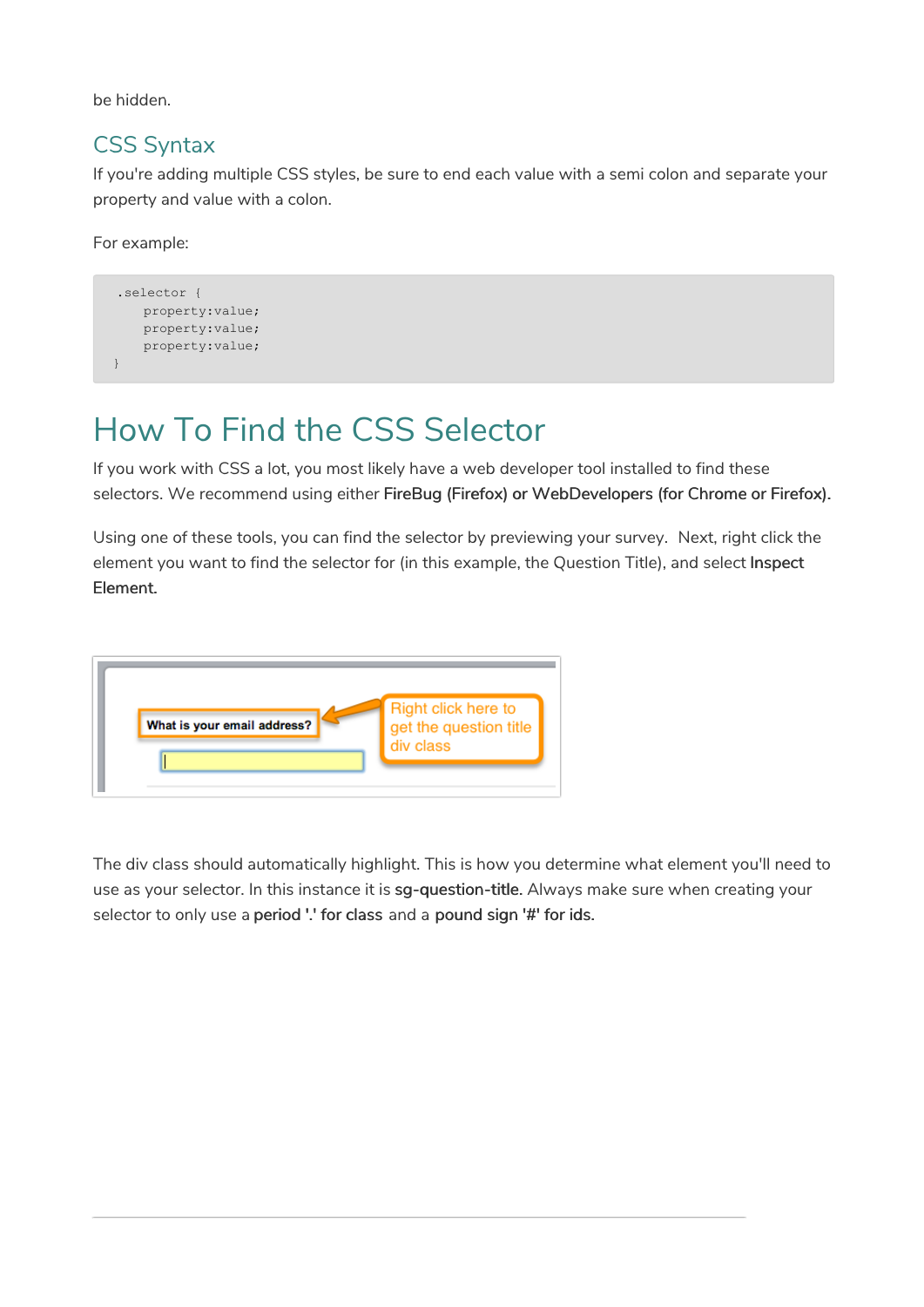be hidden.

## CSS Syntax

If you're adding multiple CSS styles, be sure to end each value with a semi colon and separate your property and value with a colon.

For example:

```
.selector {
    property:value;
    property:value;
    property:value;
}
```

# How To Find the CSS Selector

If you work with CSS a lot, you most likely have a web developer tool installed to find these selectors. We recommend using either **FireBug (Firefox) or WebDevelopers (for Chrome or Firefox).**

Using one of these tools, you can find the selector by previewing your survey.  Next, right click the element you want to find the selector for (in this example, the Question Title), and select **Inspect Element.**

The div class should automatically highlight. This is how you determine what element you'll need to use as your selector. In this instance it is **sg-question-title.** Always make sure when creating your selector to only use a **period '.' for class** and a **pound sign '#' for ids.**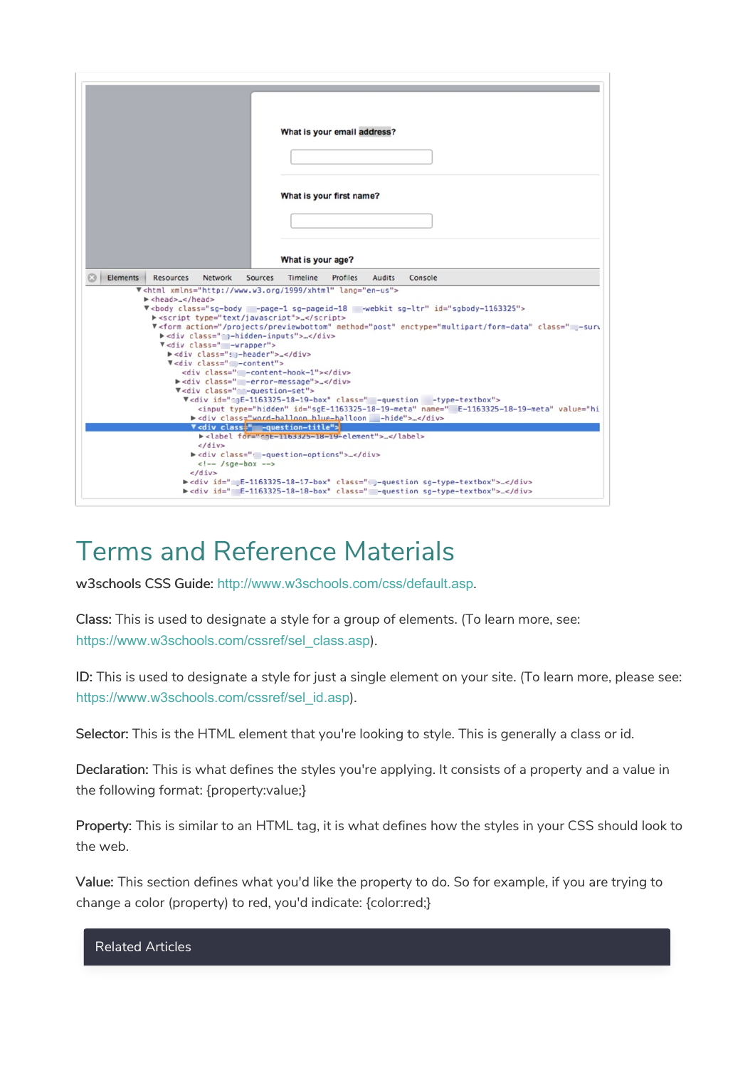# Terms and Reference Materials

**w3schools CSS Guide:** http://www.w3schools.com/css/default.asp.

**Class:** This is used to designate a style for a group of elements. (To learn more, see: https://www.w3schools.com/cssref/sel_class.asp).

**ID:** This is used to designate a style for just a single element on your site. (To learn more, please see: https://www.w3schools.com/cssref/sel_id.asp).

**Selector:** This is the HTML element that you're looking to style. This is generally a class or id.

**Declaration:** This is what defines the styles you're applying. It consists of a property and a value in the following format: {property:value;}

**Property:** This is similar to an HTML tag, it is what defines how the styles in your CSS should look to the web.

**Value:** This section defines what you'd like the property to do. So for example, if you are trying to change a color (property) to red, you'd indicate: {color:red;}

Related Articles